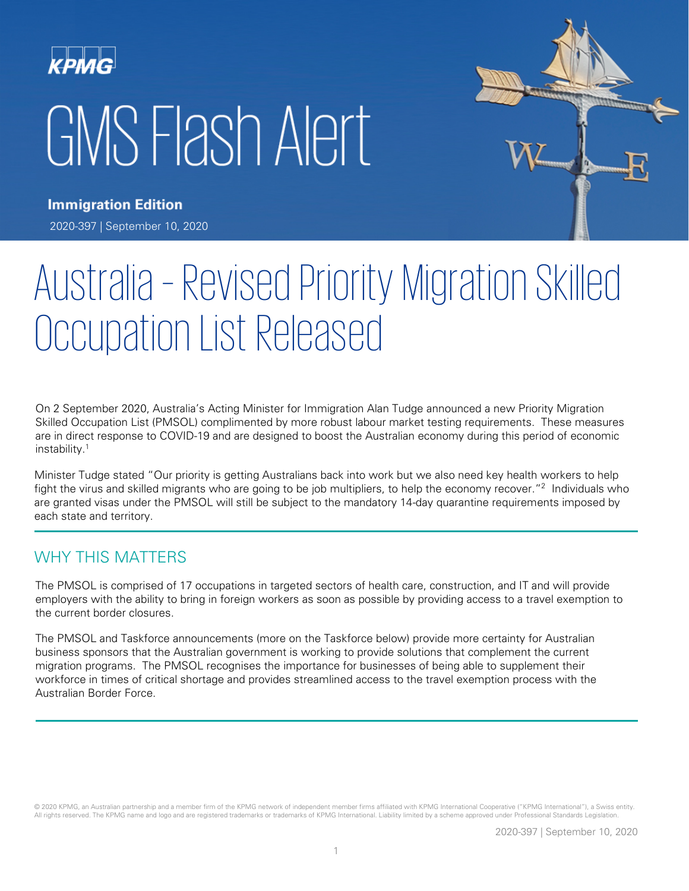KPMG

# GMS Flash Alert

**Immigration Edition**

2020-397 | September 10, 2020

# Australia – Revised Priority Migration Skilled Occupation List Released

On 2 September 2020, Australia's Acting Minister for Immigration Alan Tudge announced a new Priority Migration Skilled Occupation List (PMSOL) complimented by more robust labour market testing requirements. These measures are in direct response to COVID-19 and are designed to boost the Australian economy during this period of economic instability.[1]

Minister Tudge stated "Our priority is getting Australians back into work but we also need key health workers to help fight the virus and skilled migrants who are going to be job multipliers, to help the economy recover."[2] Individuals who are granted visas under the PMSOL will still be subject to the mandatory 14-day quarantine requirements imposed by each state and territory.

## WHY THIS MATTERS

The PMSOL is comprised of 17 occupations in targeted sectors of health care, construction, and IT and will provide employers with the ability to bring in foreign workers as soon as possible by providing access to a travel exemption to the current border closures.

The PMSOL and Taskforce announcements (more on the Taskforce below) provide more certainty for Australian business sponsors that the Australian government is working to provide solutions that complement the current migration programs. The PMSOL recognises the importance for businesses of being able to supplement their workforce in times of critical shortage and provides streamlined access to the travel exemption process with the Australian Border Force.

© 2020 KPMG, an Australian partnership and a member firm of the KPMG network of independent member firms affiliated with KPMG International Cooperative ("KPMG International"), a Swiss entity. All rights reserved. The KPMG name and logo and are registered trademarks or trademarks of KPMG International. Liability limited by a scheme approved under Professional Standards Legislation.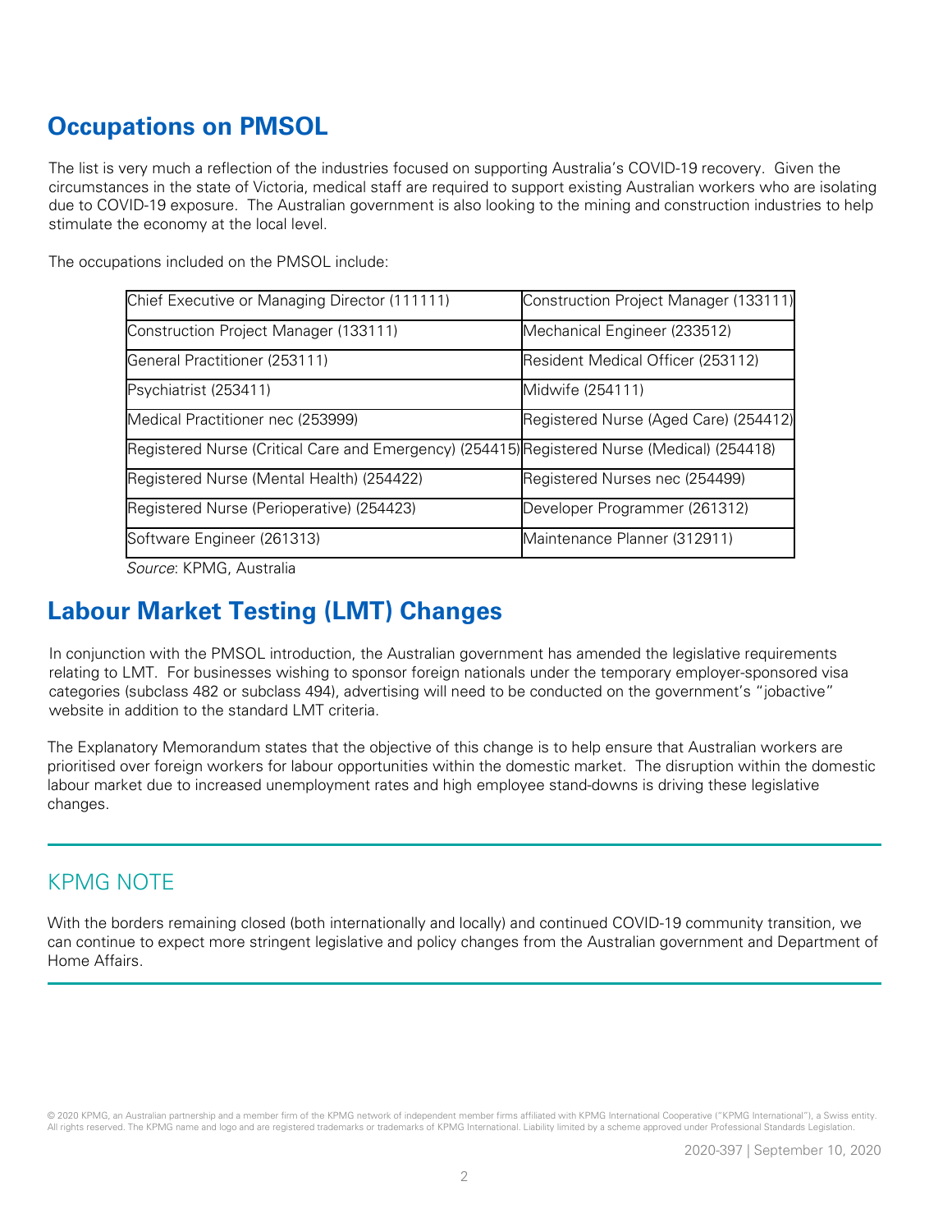## Occupations on PMSOL

The list is very much a reflection of the industries focused on supporting Australia's COVID-19 recovery. Given the circumstances in the state of Victoria, medical staff are required to support existing Australian workers who are isolating due to COVID-19 exposure. The Australian government is also looking to the mining and construction industries to help stimulate the economy at the local level.

The occupations included on the PMSOL include:

| | |
|---|---|
| Chief Executive or Managing Director (111111) | Construction Project Manager (133111) |
| Construction Project Manager (133111) | Mechanical Engineer (233512) |
| General Practitioner (253111) | Resident Medical Officer (253112) |
| Psychiatrist (253411) | Midwife (254111) |
| Medical Practitioner nec (253999) | Registered Nurse (Aged Care) (254412) |
| Registered Nurse (Critical Care and Emergency) (254415) | Registered Nurse (Medical) (254418) |
| Registered Nurse (Mental Health) (254422) | Registered Nurses nec (254499) |
| Registered Nurse (Perioperative) (254423) | Developer Programmer (261312) |
| Software Engineer (261313) | Maintenance Planner (312911) |

*Source*: KPMG, Australia

## Labour Market Testing (LMT) Changes

In conjunction with the PMSOL introduction, the Australian government has amended the legislative requirements relating to LMT. For businesses wishing to sponsor foreign nationals under the temporary employer-sponsored visa categories (subclass 482 or subclass 494), advertising will need to be conducted on the government's "jobactive" website in addition to the standard LMT criteria.

The Explanatory Memorandum states that the objective of this change is to help ensure that Australian workers are prioritised over foreign workers for labour opportunities within the domestic market. The disruption within the domestic labour market due to increased unemployment rates and high employee stand-downs is driving these legislative changes.

### KPMG NOTE

With the borders remaining closed (both internationally and locally) and continued COVID-19 community transition, we can continue to expect more stringent legislative and policy changes from the Australian government and Department of Home Affairs.

© 2020 KPMG, an Australian partnership and a member firm of the KPMG network of independent member firms affiliated with KPMG International Cooperative ("KPMG International"), a Swiss entity. All rights reserved. The KPMG name and logo and are registered trademarks or trademarks of KPMG International. Liability limited by a scheme approved under Professional Standards Legislation.

2020-397 | September 10, 2020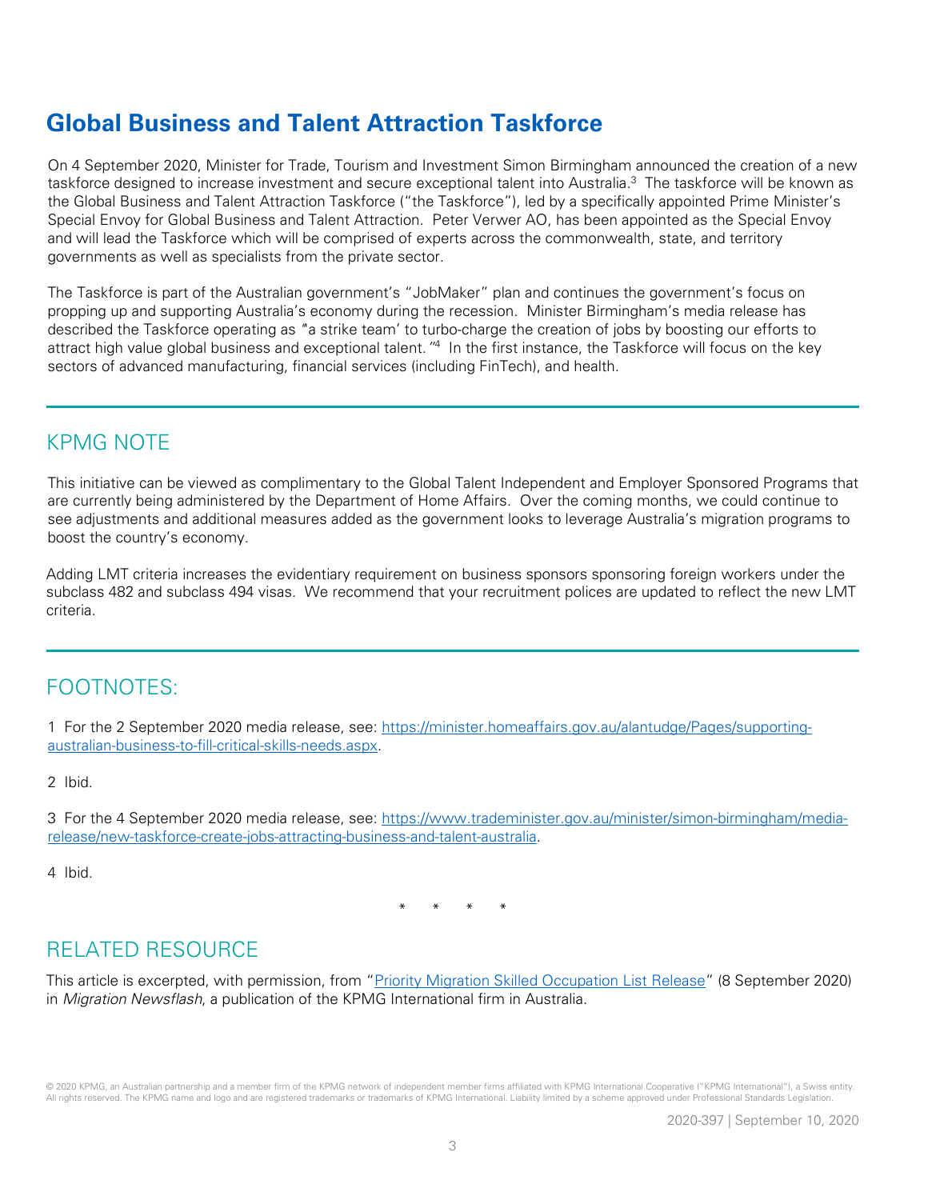## Global Business and Talent Attraction Taskforce

On 4 September 2020, Minister for Trade, Tourism and Investment Simon Birmingham announced the creation of a new taskforce designed to increase investment and secure exceptional talent into Australia.[3] The taskforce will be known as the Global Business and Talent Attraction Taskforce ("the Taskforce"), led by a specifically appointed Prime Minister's Special Envoy for Global Business and Talent Attraction. Peter Verwer AO, has been appointed as the Special Envoy and will lead the Taskforce which will be comprised of experts across the commonwealth, state, and territory governments as well as specialists from the private sector.

The Taskforce is part of the Australian government's "JobMaker" plan and continues the government's focus on propping up and supporting Australia's economy during the recession. Minister Birmingham's media release has described the Taskforce operating as "a strike team' to turbo-charge the creation of jobs by boosting our efforts to attract high value global business and exceptional talent."[4] In the first instance, the Taskforce will focus on the key sectors of advanced manufacturing, financial services (including FinTech), and health.

## KPMG NOTE

This initiative can be viewed as complimentary to the Global Talent Independent and Employer Sponsored Programs that are currently being administered by the Department of Home Affairs. Over the coming months, we could continue to see adjustments and additional measures added as the government looks to leverage Australia's migration programs to boost the country's economy.

Adding LMT criteria increases the evidentiary requirement on business sponsors sponsoring foreign workers under the subclass 482 and subclass 494 visas. We recommend that your recruitment polices are updated to reflect the new LMT criteria.

## FOOTNOTES:

1 For the 2 September 2020 media release, see: [https://minister.homeaffairs.gov.au/alantudge/Pages/supporting-australian-business-to-fill-critical-skills-needs.aspx](https://minister.homeaffairs.gov.au/alantudge/Pages/supporting-australian-business-to-fill-critical-skills-needs.aspx).

2 Ibid.

3 For the 4 September 2020 media release, see: [https://www.trademinister.gov.au/minister/simon-birmingham/media-release/new-taskforce-create-jobs-attracting-business-and-talent-australia](https://www.trademinister.gov.au/minister/simon-birmingham/media-release/new-taskforce-create-jobs-attracting-business-and-talent-australia).

4 Ibid.

\* \* \* \*

## RELATED RESOURCE

This article is excerpted, with permission, from "Priority Migration Skilled Occupation List Release" (8 September 2020) in *Migration Newsflash*, a publication of the KPMG International firm in Australia.

© 2020 KPMG, an Australian partnership and a member firm of the KPMG network of independent member firms affiliated with KPMG International Cooperative ("KPMG International"), a Swiss entity. All rights reserved. The KPMG name and logo and are registered trademarks or trademarks of KPMG International. Liability limited by a scheme approved under Professional Standards Legislation.

2020-397 | September 10, 2020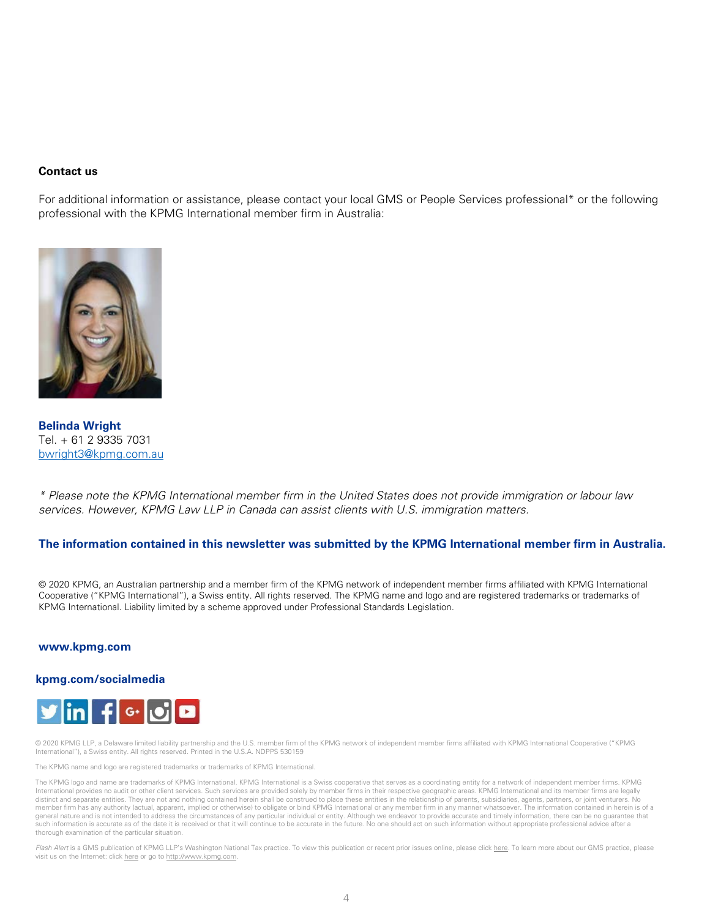**Contact us**

For additional information or assistance, please contact your local GMS or People Services professional* or the following professional with the KPMG International member firm in Australia:

**Belinda Wright**
Tel. + 61 2 9335 7031
bwright3@kpmg.com.au

*\* Please note the KPMG International member firm in the United States does not provide immigration or labour law services. However, KPMG Law LLP in Canada can assist clients with U.S. immigration matters.*

**The information contained in this newsletter was submitted by the KPMG International member firm in Australia.**

© 2020 KPMG, an Australian partnership and a member firm of the KPMG network of independent member firms affiliated with KPMG International Cooperative ("KPMG International"), a Swiss entity. All rights reserved. The KPMG name and logo and are registered trademarks or trademarks of KPMG International. Liability limited by a scheme approved under Professional Standards Legislation.

**www.kpmg.com**

**kpmg.com/socialmedia**

© 2020 KPMG LLP, a Delaware limited liability partnership and the U.S. member firm of the KPMG network of independent member firms affiliated with KPMG International Cooperative ("KPMG International"), a Swiss entity. All rights reserved. Printed in the U.S.A. NDPPS 530159

The KPMG name and logo are registered trademarks or trademarks of KPMG International.

The KPMG logo and name are trademarks of KPMG International. KPMG International is a Swiss cooperative that serves as a coordinating entity for a network of independent member firms. KPMG International provides no audit or other client services. Such services are provided solely by member firms in their respective geographic areas. KPMG International and its member firms are legally distinct and separate entities. They are not and nothing contained herein shall be construed to place these entities in the relationship of parents, subsidiaries, agents, partners, or joint venturers. No member firm has any authority (actual, apparent, implied or otherwise) to obligate or bind KPMG International or any member firm in any manner whatsoever. The information contained in herein is of a general nature and is not intended to address the circumstances of any particular individual or entity. Although we endeavor to provide accurate and timely information, there can be no guarantee that such information is accurate as of the date it is received or that it will continue to be accurate in the future. No one should act on such information without appropriate professional advice after a thorough examination of the particular situation.

*Flash Alert* is a GMS publication of KPMG LLP's Washington National Tax practice. To view this publication or recent prior issues online, please click here. To learn more about our GMS practice, please visit us on the Internet: click here or go to http://www.kpmg.com.